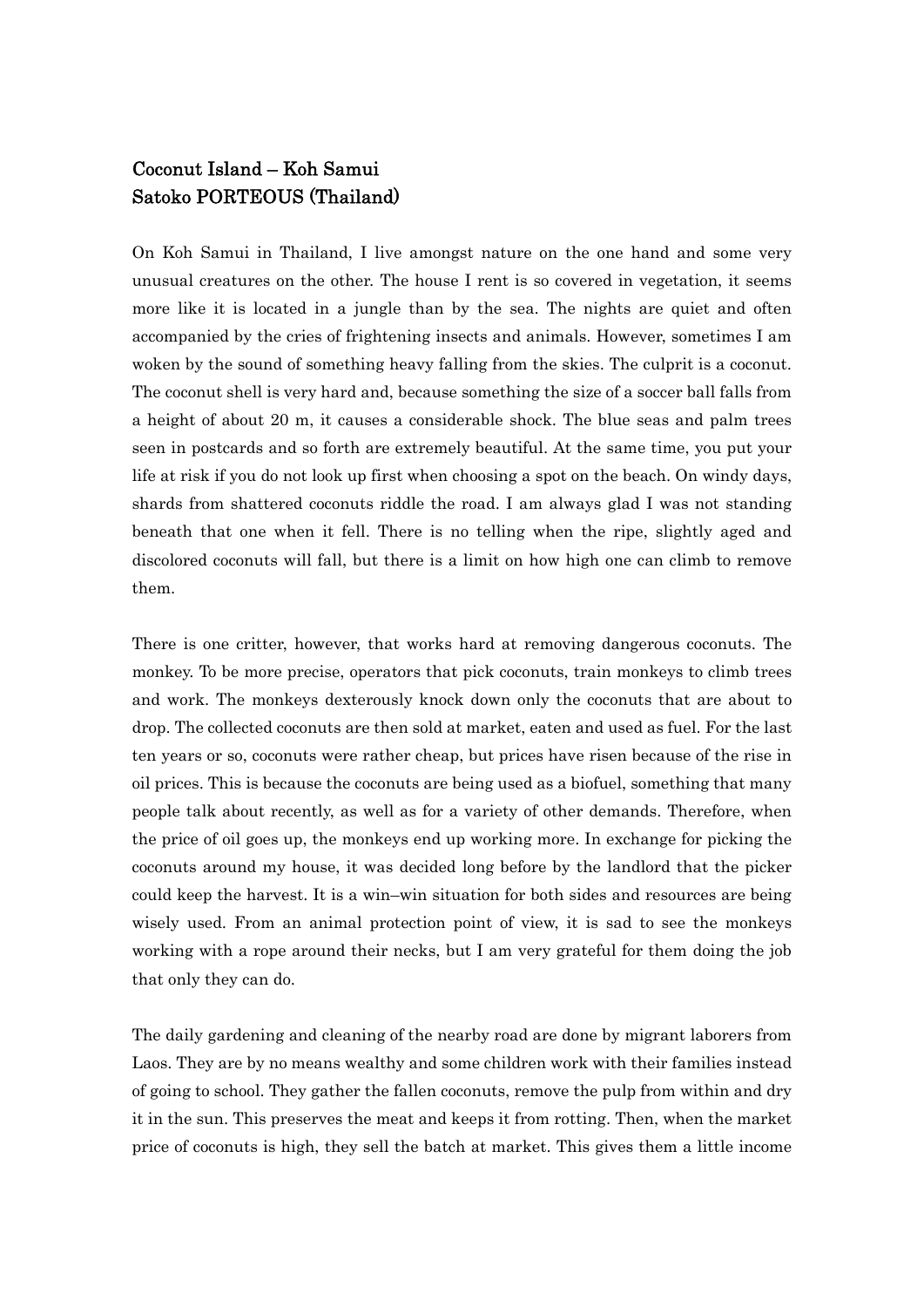## Coconut Island – Koh Samui
## Satoko PORTEOUS (Thailand)

On Koh Samui in Thailand, I live amongst nature on the one hand and some very unusual creatures on the other. The house I rent is so covered in vegetation, it seems more like it is located in a jungle than by the sea. The nights are quiet and often accompanied by the cries of frightening insects and animals. However, sometimes I am woken by the sound of something heavy falling from the skies. The culprit is a coconut. The coconut shell is very hard and, because something the size of a soccer ball falls from a height of about 20 m, it causes a considerable shock. The blue seas and palm trees seen in postcards and so forth are extremely beautiful. At the same time, you put your life at risk if you do not look up first when choosing a spot on the beach. On windy days, shards from shattered coconuts riddle the road. I am always glad I was not standing beneath that one when it fell. There is no telling when the ripe, slightly aged and discolored coconuts will fall, but there is a limit on how high one can climb to remove them.

There is one critter, however, that works hard at removing dangerous coconuts. The monkey. To be more precise, operators that pick coconuts, train monkeys to climb trees and work. The monkeys dexterously knock down only the coconuts that are about to drop. The collected coconuts are then sold at market, eaten and used as fuel. For the last ten years or so, coconuts were rather cheap, but prices have risen because of the rise in oil prices. This is because the coconuts are being used as a biofuel, something that many people talk about recently, as well as for a variety of other demands. Therefore, when the price of oil goes up, the monkeys end up working more. In exchange for picking the coconuts around my house, it was decided long before by the landlord that the picker could keep the harvest. It is a win–win situation for both sides and resources are being wisely used. From an animal protection point of view, it is sad to see the monkeys working with a rope around their necks, but I am very grateful for them doing the job that only they can do.

The daily gardening and cleaning of the nearby road are done by migrant laborers from Laos. They are by no means wealthy and some children work with their families instead of going to school. They gather the fallen coconuts, remove the pulp from within and dry it in the sun. This preserves the meat and keeps it from rotting. Then, when the market price of coconuts is high, they sell the batch at market. This gives them a little income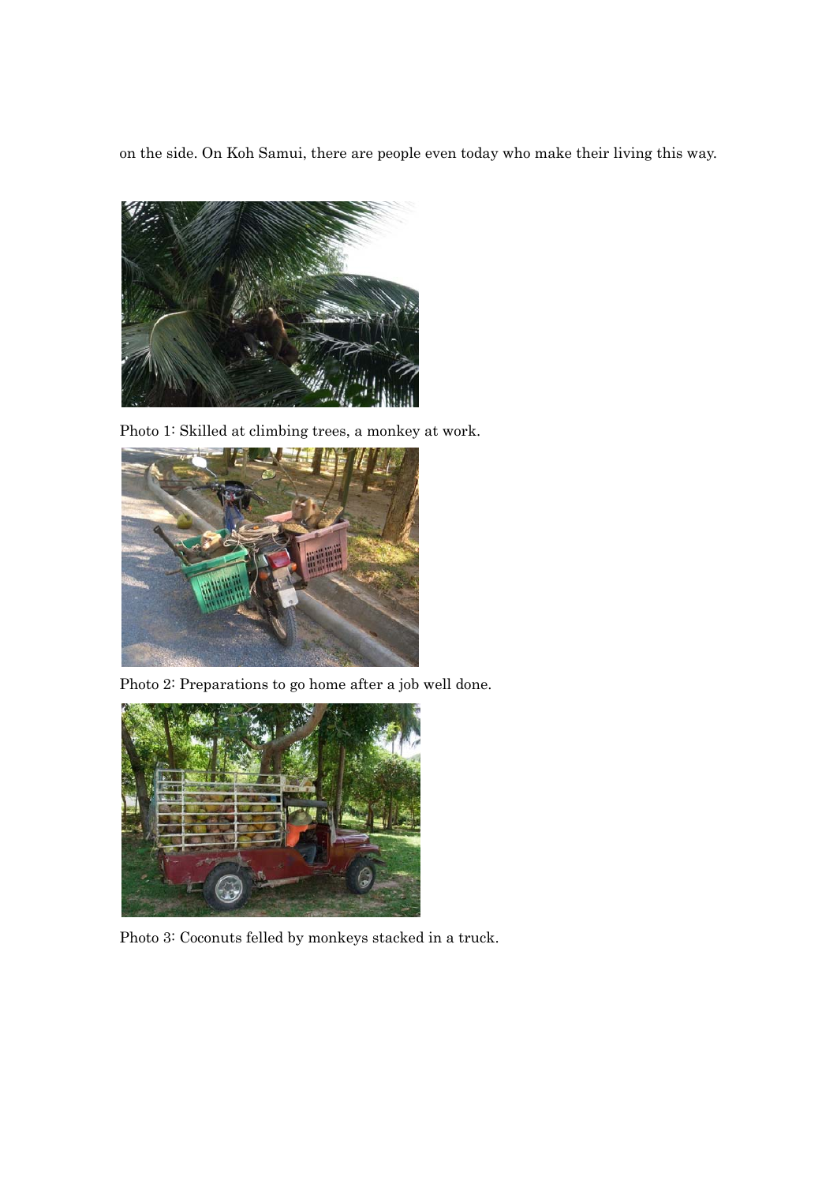on the side. On Koh Samui, there are people even today who make their living this way.

Photo 1: Skilled at climbing trees, a monkey at work.

Photo 2: Preparations to go home after a job well done.

Photo 3: Coconuts felled by monkeys stacked in a truck.